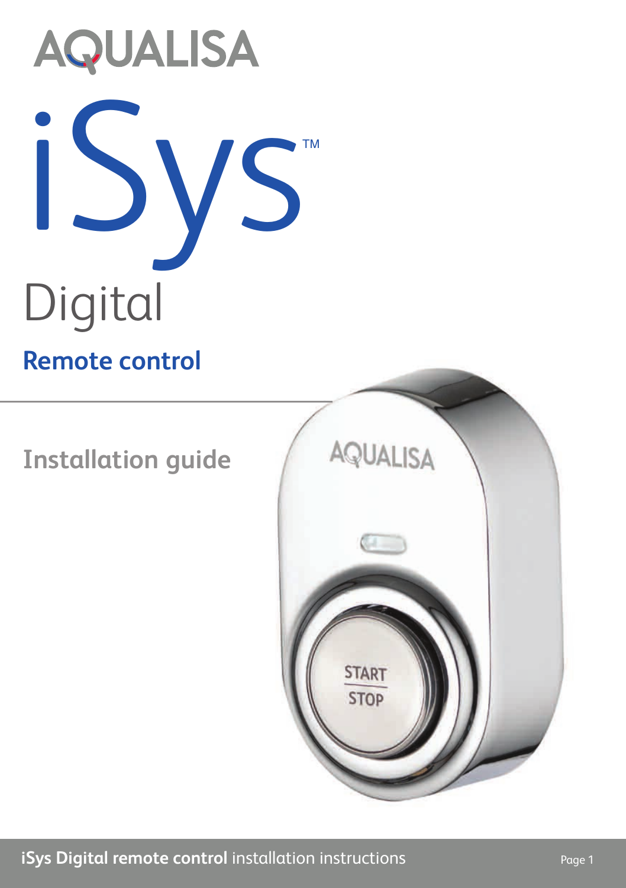# AQUALISA

# iSys™

## Digital

### Remote control

## Installation guide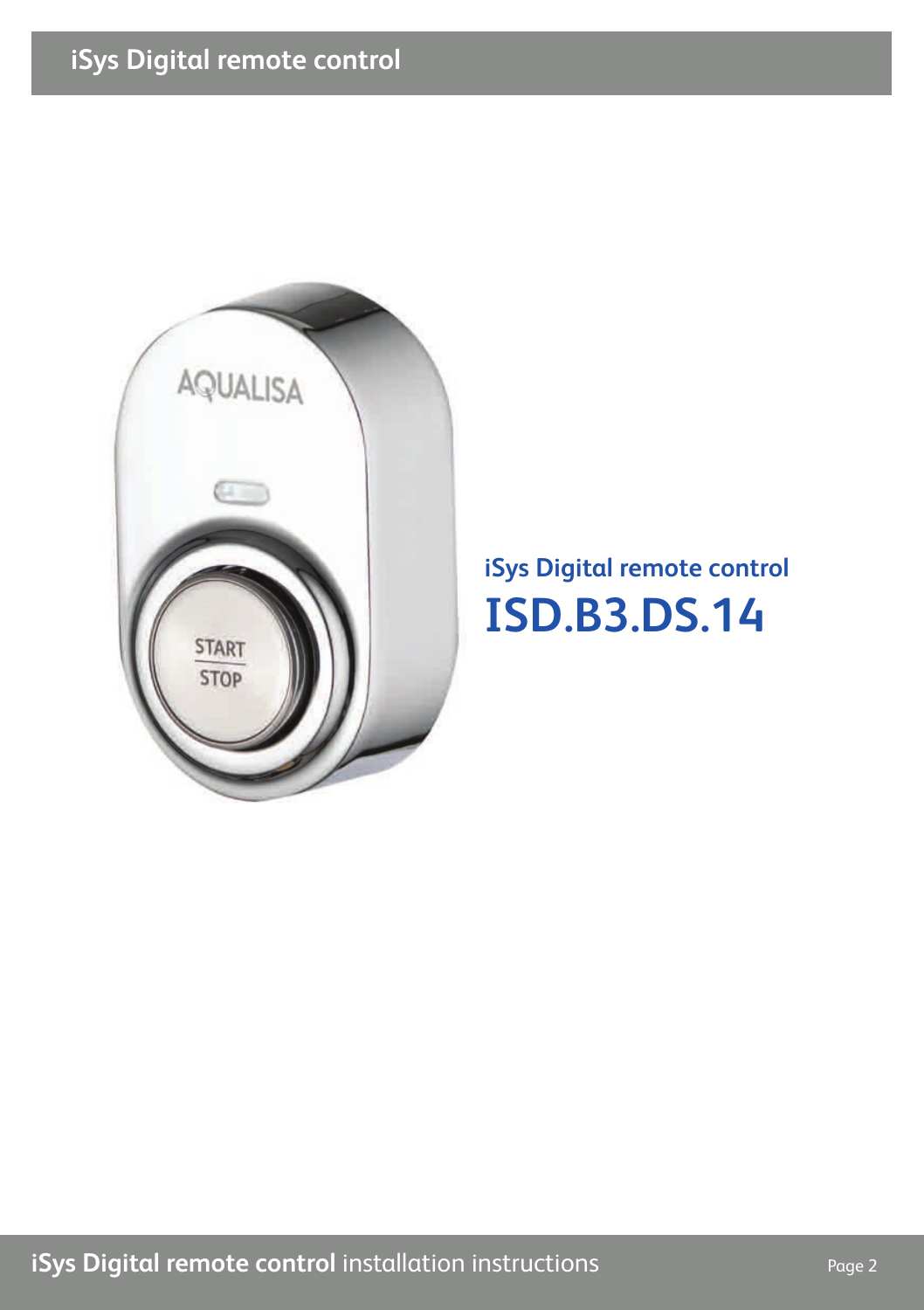## iSys Digital remote control

# ISD.B3.DS.14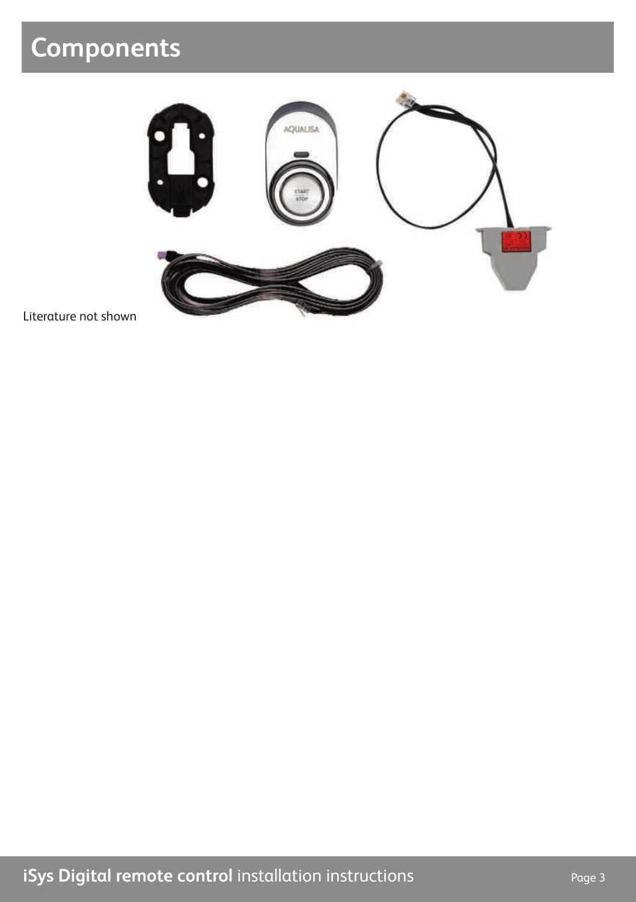# Components

Literature not shown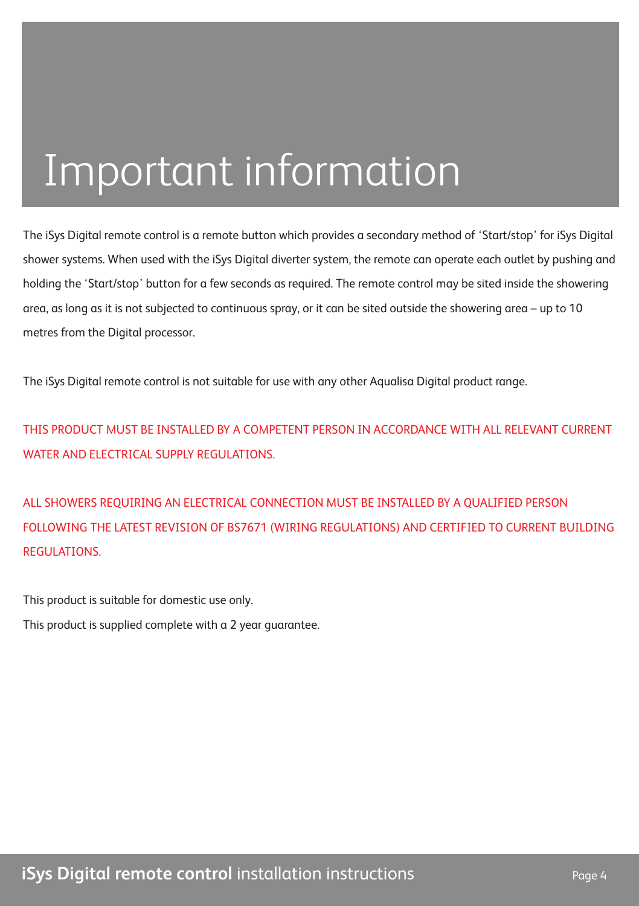# Important information

The iSys Digital remote control is a remote button which provides a secondary method of 'Start/stop' for iSys Digital shower systems. When used with the iSys Digital diverter system, the remote can operate each outlet by pushing and holding the 'Start/stop' button for a few seconds as required. The remote control may be sited inside the showering area, as long as it is not subjected to continuous spray, or it can be sited outside the showering area – up to 10 metres from the Digital processor.

The iSys Digital remote control is not suitable for use with any other Aqualisa Digital product range.

THIS PRODUCT MUST BE INSTALLED BY A COMPETENT PERSON IN ACCORDANCE WITH ALL RELEVANT CURRENT WATER AND ELECTRICAL SUPPLY REGULATIONS.

ALL SHOWERS REQUIRING AN ELECTRICAL CONNECTION MUST BE INSTALLED BY A QUALIFIED PERSON FOLLOWING THE LATEST REVISION OF BS7671 (WIRING REGULATIONS) AND CERTIFIED TO CURRENT BUILDING REGULATIONS.

This product is suitable for domestic use only.

This product is supplied complete with a 2 year guarantee.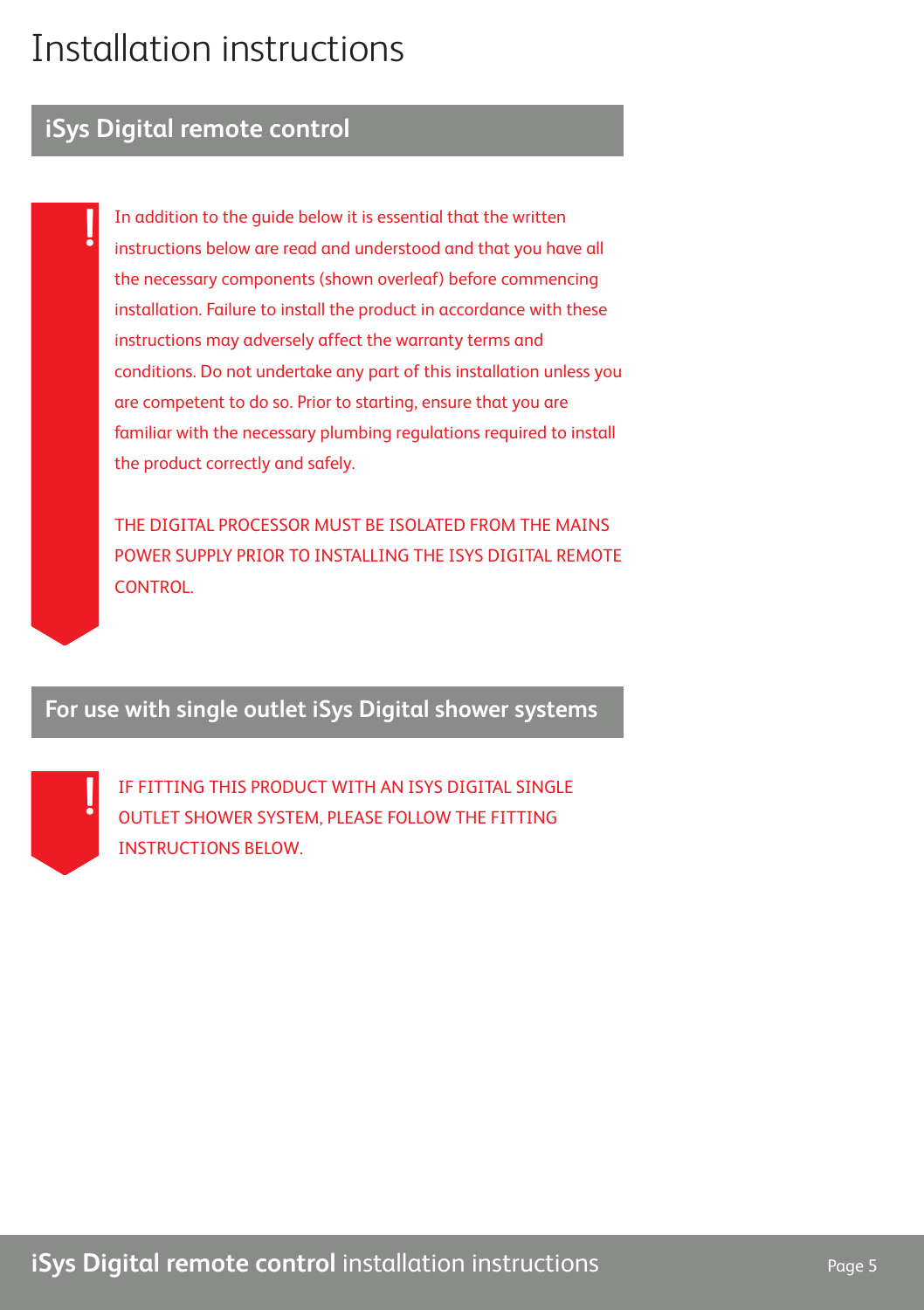# Installation instructions

## iSys Digital remote control

In addition to the guide below it is essential that the written instructions below are read and understood and that you have all the necessary components (shown overleaf) before commencing installation. Failure to install the product in accordance with these instructions may adversely affect the warranty terms and conditions. Do not undertake any part of this installation unless you are competent to do so. Prior to starting, ensure that you are familiar with the necessary plumbing regulations required to install the product correctly and safely.

THE DIGITAL PROCESSOR MUST BE ISOLATED FROM THE MAINS POWER SUPPLY PRIOR TO INSTALLING THE ISYS DIGITAL REMOTE CONTROL.

## For use with single outlet iSys Digital shower systems

IF FITTING THIS PRODUCT WITH AN ISYS DIGITAL SINGLE OUTLET SHOWER SYSTEM, PLEASE FOLLOW THE FITTING INSTRUCTIONS BELOW.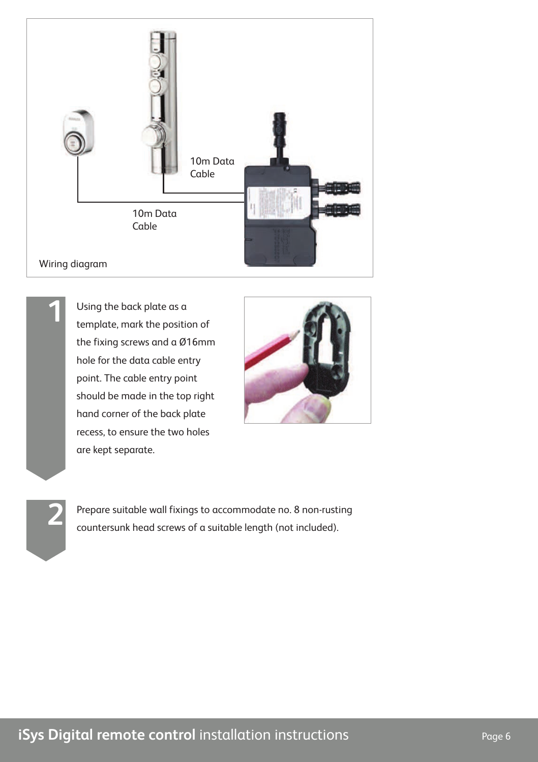10m Data Cable

10m Data Cable

Wiring diagram

**1**

Using the back plate as a template, mark the position of the fixing screws and a Ø16mm hole for the data cable entry point. The cable entry point should be made in the top right hand corner of the back plate recess, to ensure the two holes are kept separate.

**2**

Prepare suitable wall fixings to accommodate no. 8 non-rusting countersunk head screws of a suitable length (not included).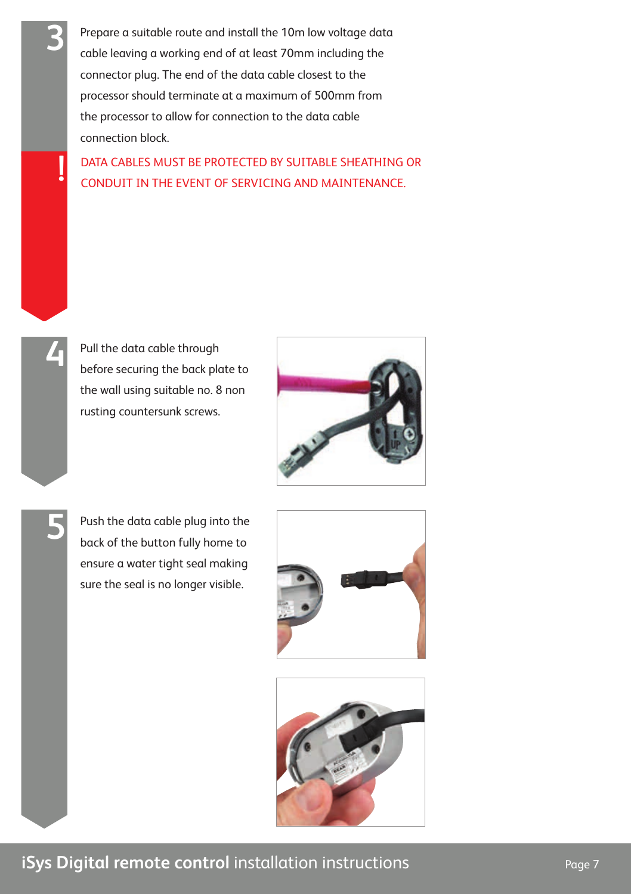**3** Prepare a suitable route and install the 10m low voltage data cable leaving a working end of at least 70mm including the connector plug. The end of the data cable closest to the processor should terminate at a maximum of 500mm from the processor to allow for connection to the data cable connection block.

**!** DATA CABLES MUST BE PROTECTED BY SUITABLE SHEATHING OR CONDUIT IN THE EVENT OF SERVICING AND MAINTENANCE.

**4** Pull the data cable through before securing the back plate to the wall using suitable no. 8 non rusting countersunk screws.

**5** Push the data cable plug into the back of the button fully home to ensure a water tight seal making sure the seal is no longer visible.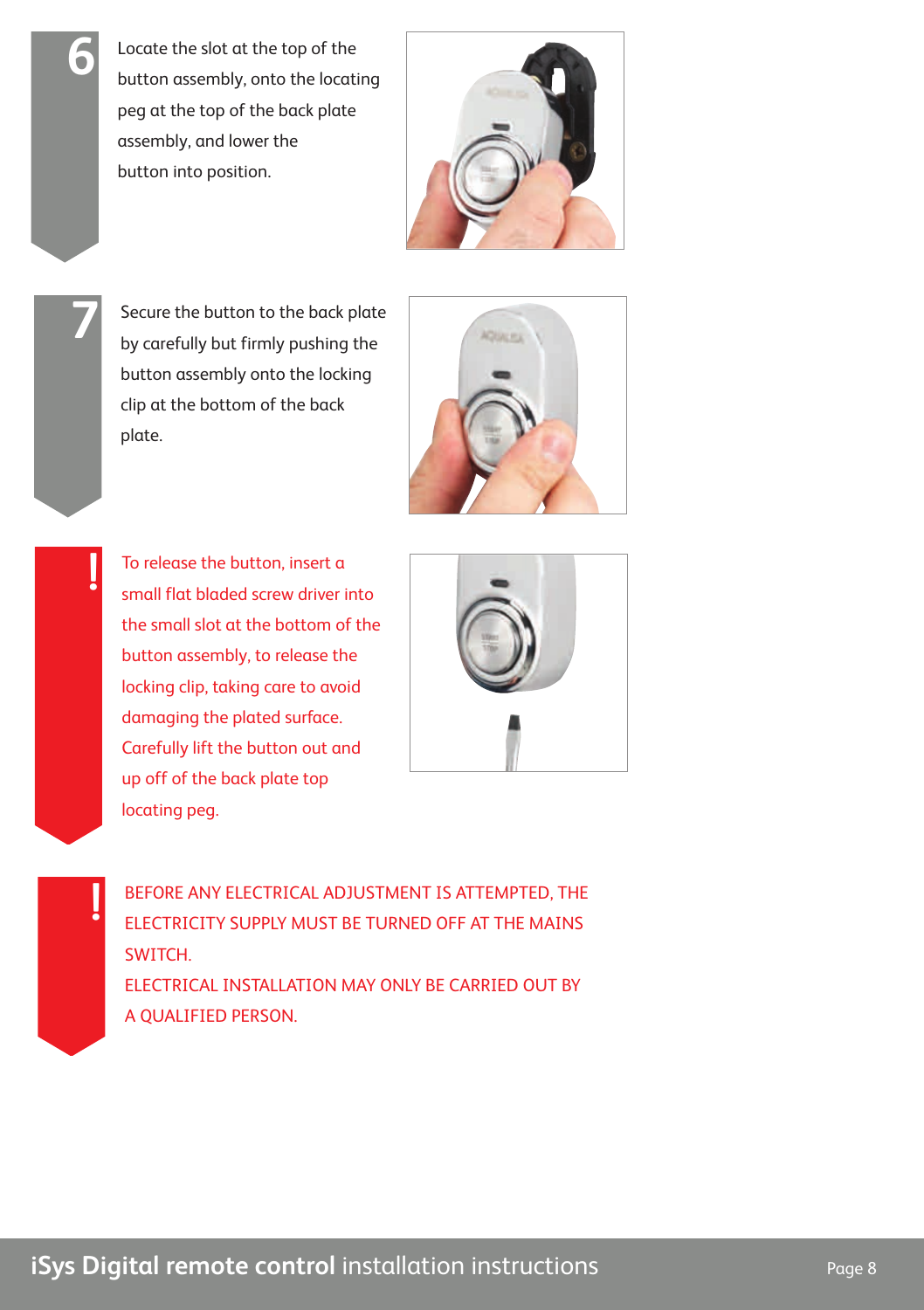**6** Locate the slot at the top of the button assembly, onto the locating peg at the top of the back plate assembly, and lower the button into position.

**7** Secure the button to the back plate by carefully but firmly pushing the button assembly onto the locking clip at the bottom of the back plate.

**!** To release the button, insert a small flat bladed screw driver into the small slot at the bottom of the button assembly, to release the locking clip, taking care to avoid damaging the plated surface. Carefully lift the button out and up off of the back plate top locating peg.

**!** BEFORE ANY ELECTRICAL ADJUSTMENT IS ATTEMPTED, THE ELECTRICITY SUPPLY MUST BE TURNED OFF AT THE MAINS SWITCH.
ELECTRICAL INSTALLATION MAY ONLY BE CARRIED OUT BY A QUALIFIED PERSON.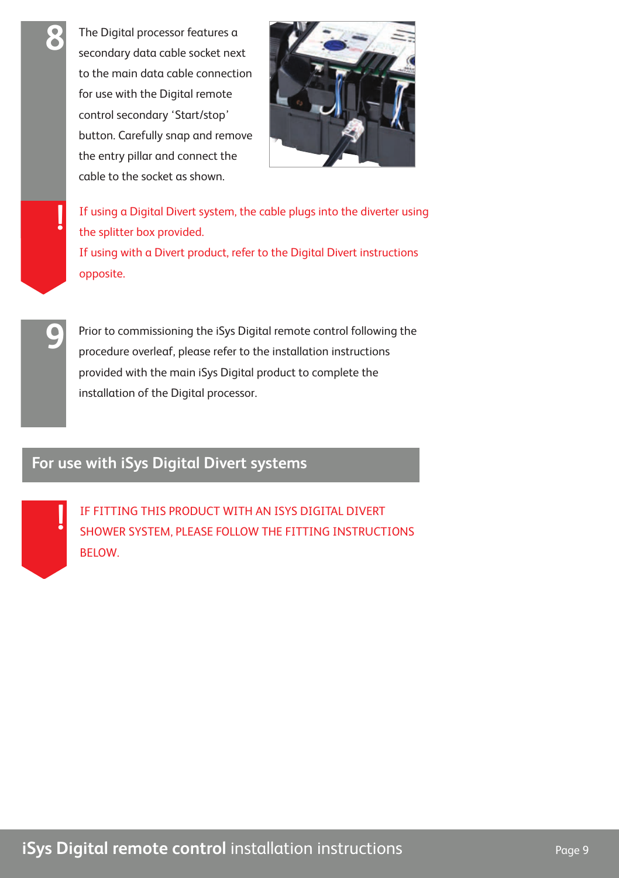**8**

The Digital processor features a secondary data cable socket next to the main data cable connection for use with the Digital remote control secondary ‘Start/stop’ button. Carefully snap and remove the entry pillar and connect the cable to the socket as shown.

**!**

If using a Digital Divert system, the cable plugs into the diverter using the splitter box provided.
If using with a Divert product, refer to the Digital Divert instructions opposite.

**9**

Prior to commissioning the iSys Digital remote control following the procedure overleaf, please refer to the installation instructions provided with the main iSys Digital product to complete the installation of the Digital processor.

## For use with iSys Digital Divert systems

**!**

IF FITTING THIS PRODUCT WITH AN ISYS DIGITAL DIVERT SHOWER SYSTEM, PLEASE FOLLOW THE FITTING INSTRUCTIONS BELOW.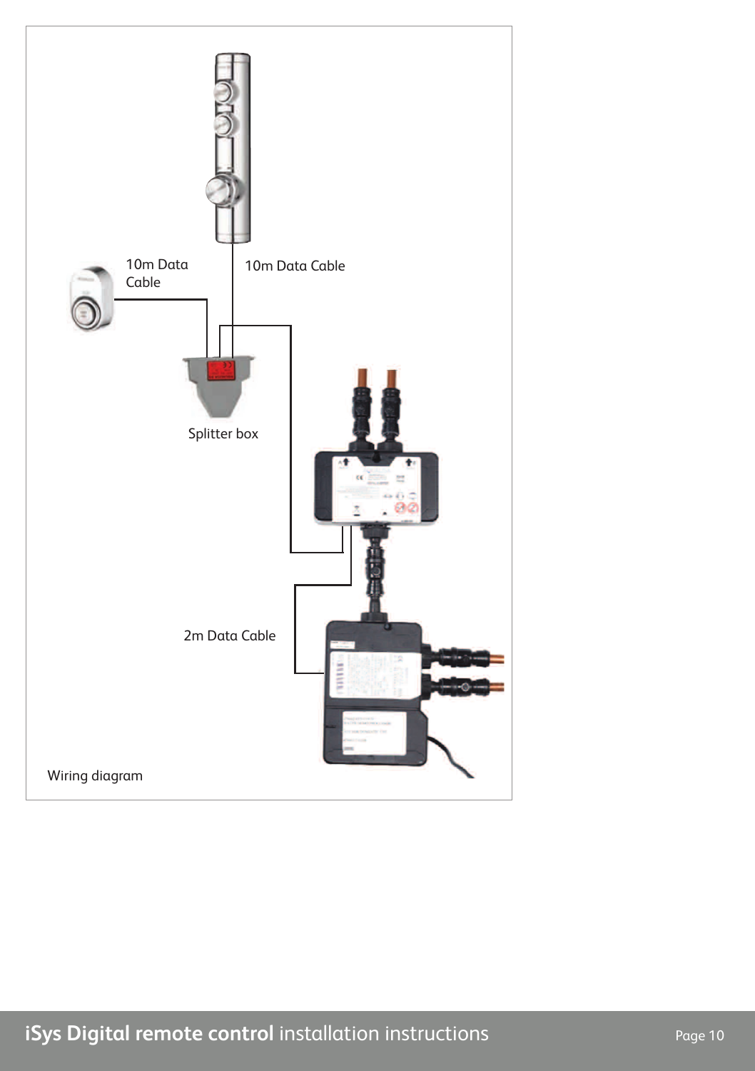10m Data Cable

10m Data Cable

Splitter box

2m Data Cable

Wiring diagram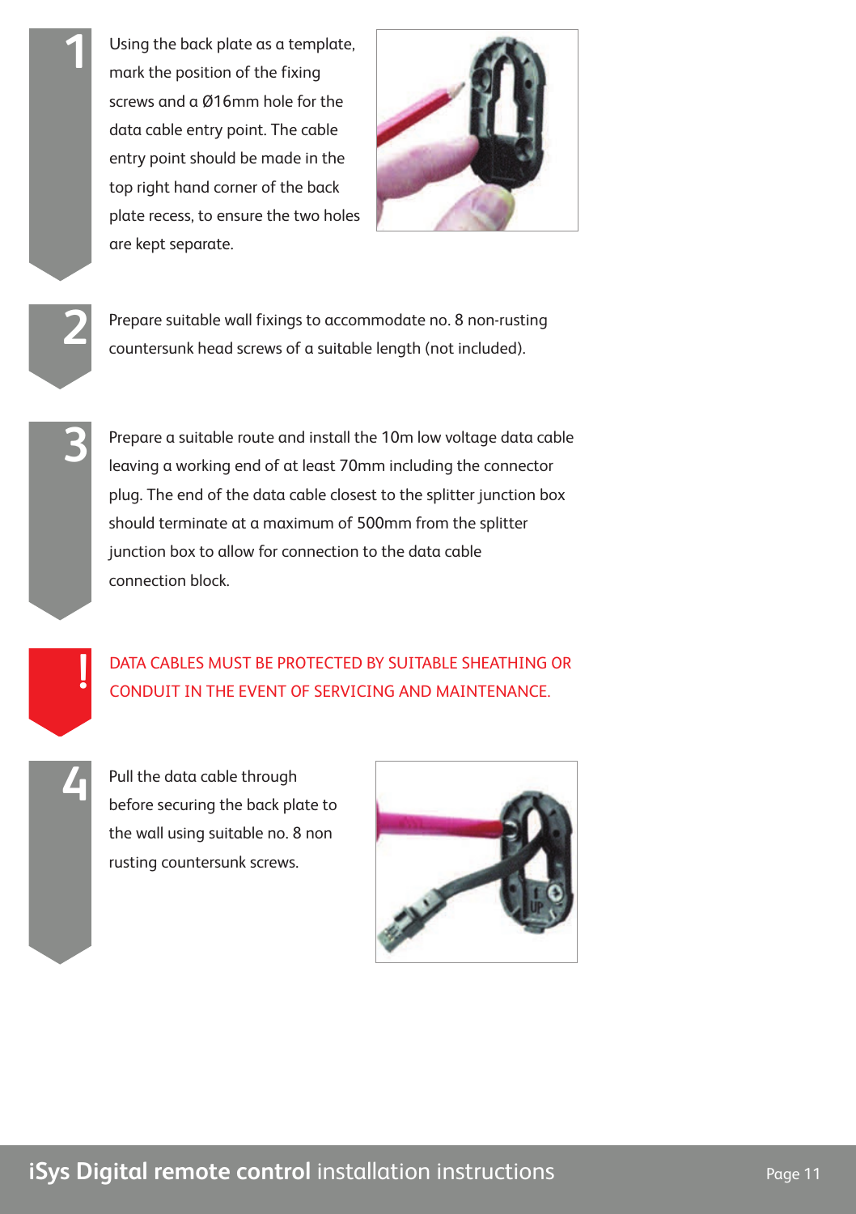1. Using the back plate as a template, mark the position of the fixing screws and a Ø16mm hole for the data cable entry point. The cable entry point should be made in the top right hand corner of the back plate recess, to ensure the two holes are kept separate.

2. Prepare suitable wall fixings to accommodate no. 8 non-rusting countersunk head screws of a suitable length (not included).

3. Prepare a suitable route and install the 10m low voltage data cable leaving a working end of at least 70mm including the connector plug. The end of the data cable closest to the splitter junction box should terminate at a maximum of 500mm from the splitter junction box to allow for connection to the data cable connection block.

**!** DATA CABLES MUST BE PROTECTED BY SUITABLE SHEATHING OR CONDUIT IN THE EVENT OF SERVICING AND MAINTENANCE.

4. Pull the data cable through before securing the back plate to the wall using suitable no. 8 non rusting countersunk screws.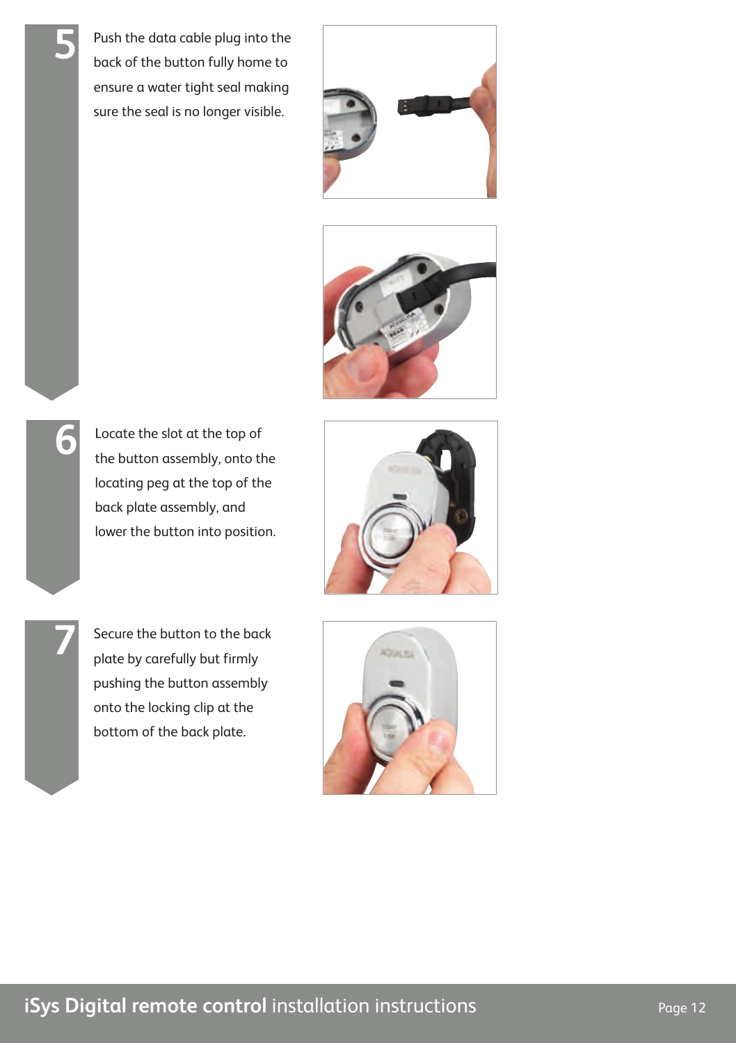**5** Push the data cable plug into the back of the button fully home to ensure a water tight seal making sure the seal is no longer visible.

**6** Locate the slot at the top of the button assembly, onto the locating peg at the top of the back plate assembly, and lower the button into position.

**7** Secure the button to the back plate by carefully but firmly pushing the button assembly onto the locking clip at the bottom of the back plate.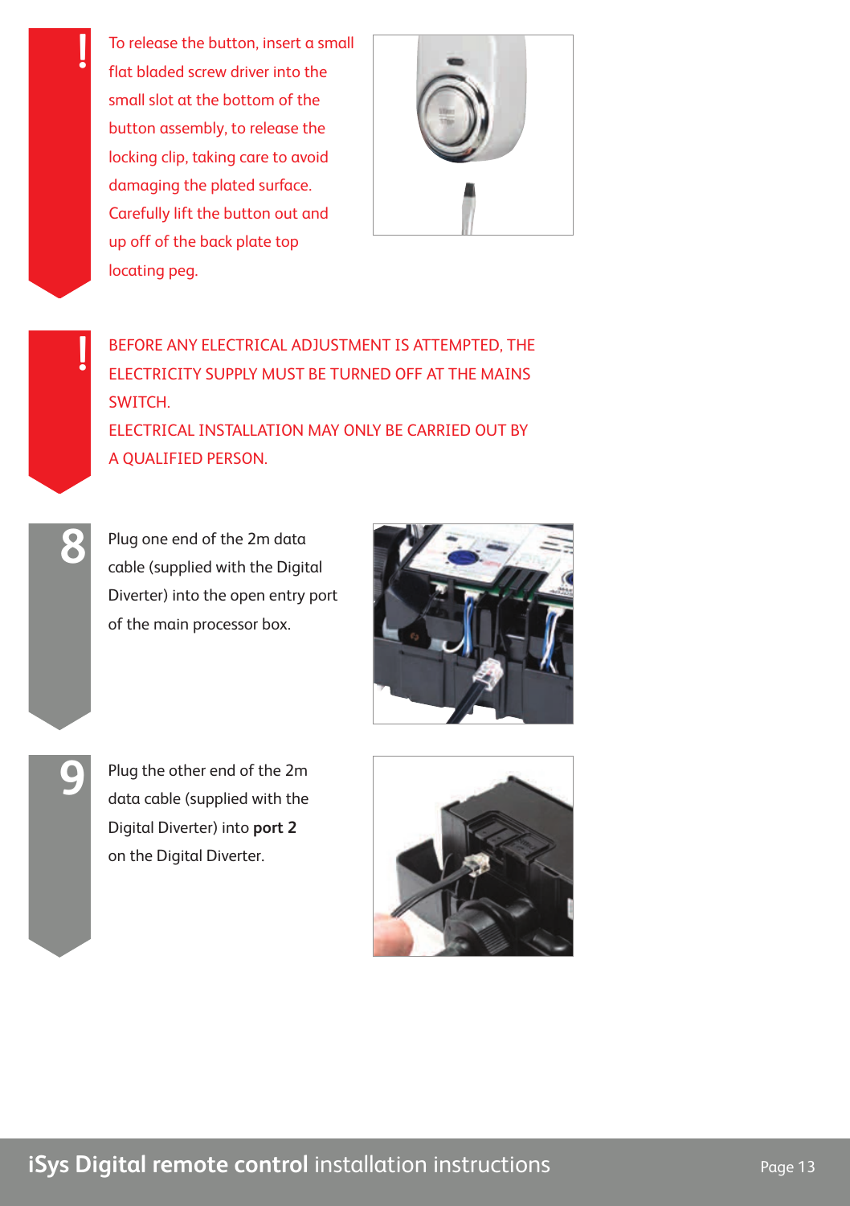**!**

To release the button, insert a small flat bladed screw driver into the small slot at the bottom of the button assembly, to release the locking clip, taking care to avoid damaging the plated surface. Carefully lift the button out and up off of the back plate top locating peg.

**!**

BEFORE ANY ELECTRICAL ADJUSTMENT IS ATTEMPTED, THE ELECTRICITY SUPPLY MUST BE TURNED OFF AT THE MAINS SWITCH.
ELECTRICAL INSTALLATION MAY ONLY BE CARRIED OUT BY A QUALIFIED PERSON.

**8**

Plug one end of the 2m data cable (supplied with the Digital Diverter) into the open entry port of the main processor box.

**9**

Plug the other end of the 2m data cable (supplied with the Digital Diverter) into **port 2** on the Digital Diverter.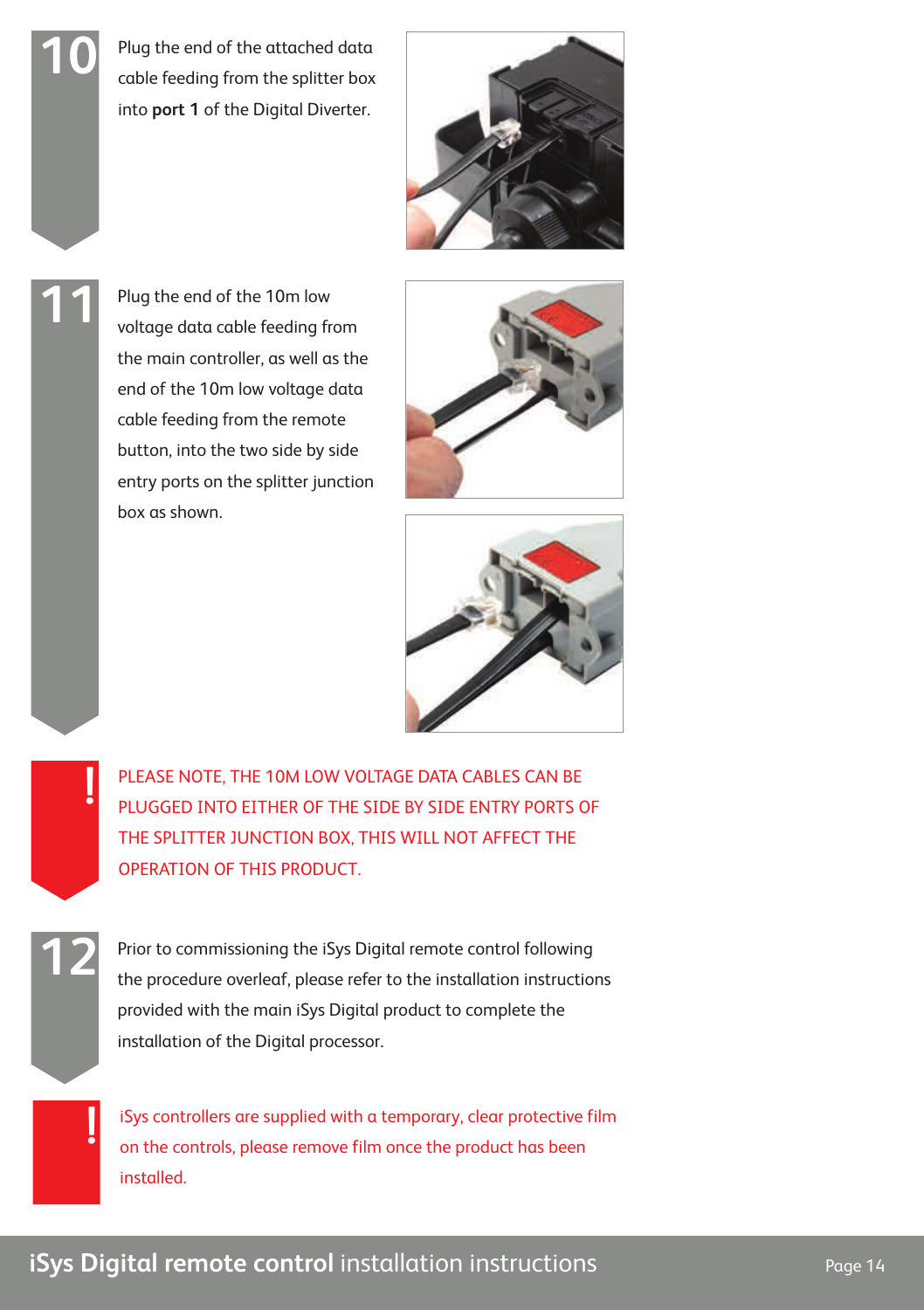**10** Plug the end of the attached data cable feeding from the splitter box into **port 1** of the Digital Diverter.

**11** Plug the end of the 10m low voltage data cable feeding from the main controller, as well as the end of the 10m low voltage data cable feeding from the remote button, into the two side by side entry ports on the splitter junction box as shown.

**!** PLEASE NOTE, THE 10M LOW VOLTAGE DATA CABLES CAN BE PLUGGED INTO EITHER OF THE SIDE BY SIDE ENTRY PORTS OF THE SPLITTER JUNCTION BOX, THIS WILL NOT AFFECT THE OPERATION OF THIS PRODUCT.

**12** Prior to commissioning the iSys Digital remote control following the procedure overleaf, please refer to the installation instructions provided with the main iSys Digital product to complete the installation of the Digital processor.

**!** iSys controllers are supplied with a temporary, clear protective film on the controls, please remove film once the product has been installed.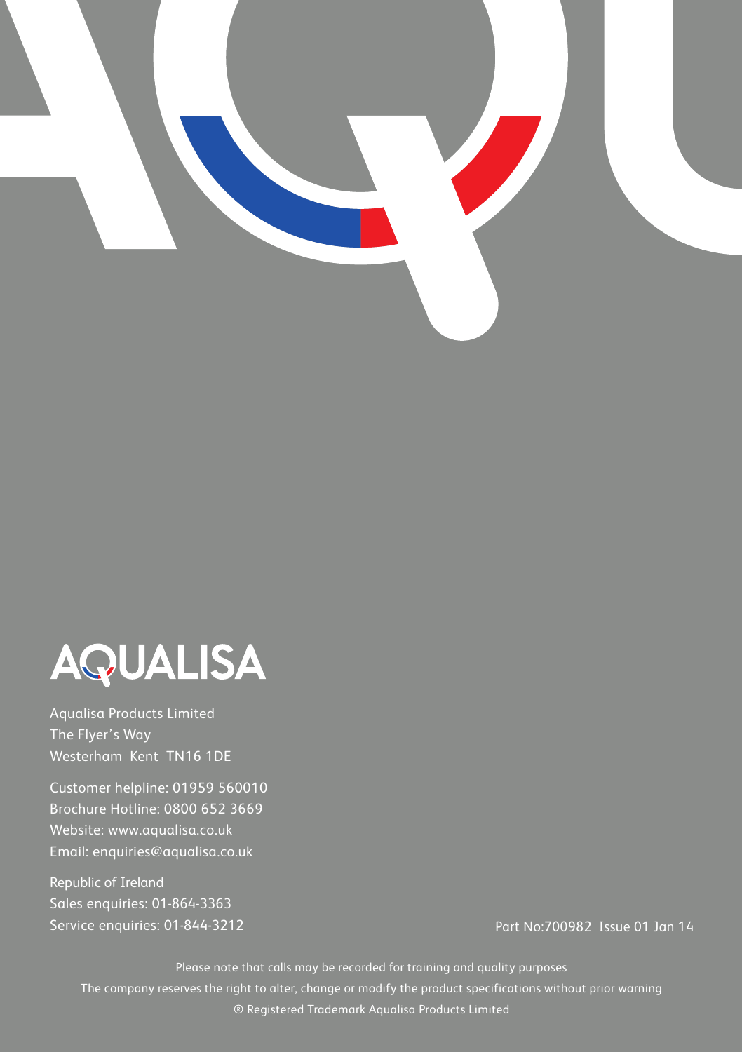AQUALISA

Aqualisa Products Limited
The Flyer's Way
Westerham Kent TN16 1DE

Customer helpline: 01959 560010
Brochure Hotline: 0800 652 3669
Website: www.aqualisa.co.uk
Email: enquiries@aqualisa.co.uk

Republic of Ireland
Sales enquiries: 01-864-3363
Service enquiries: 01-844-3212

Part No:700982 Issue 01 Jan 14

Please note that calls may be recorded for training and quality purposes
The company reserves the right to alter, change or modify the product specifications without prior warning
® Registered Trademark Aqualisa Products Limited